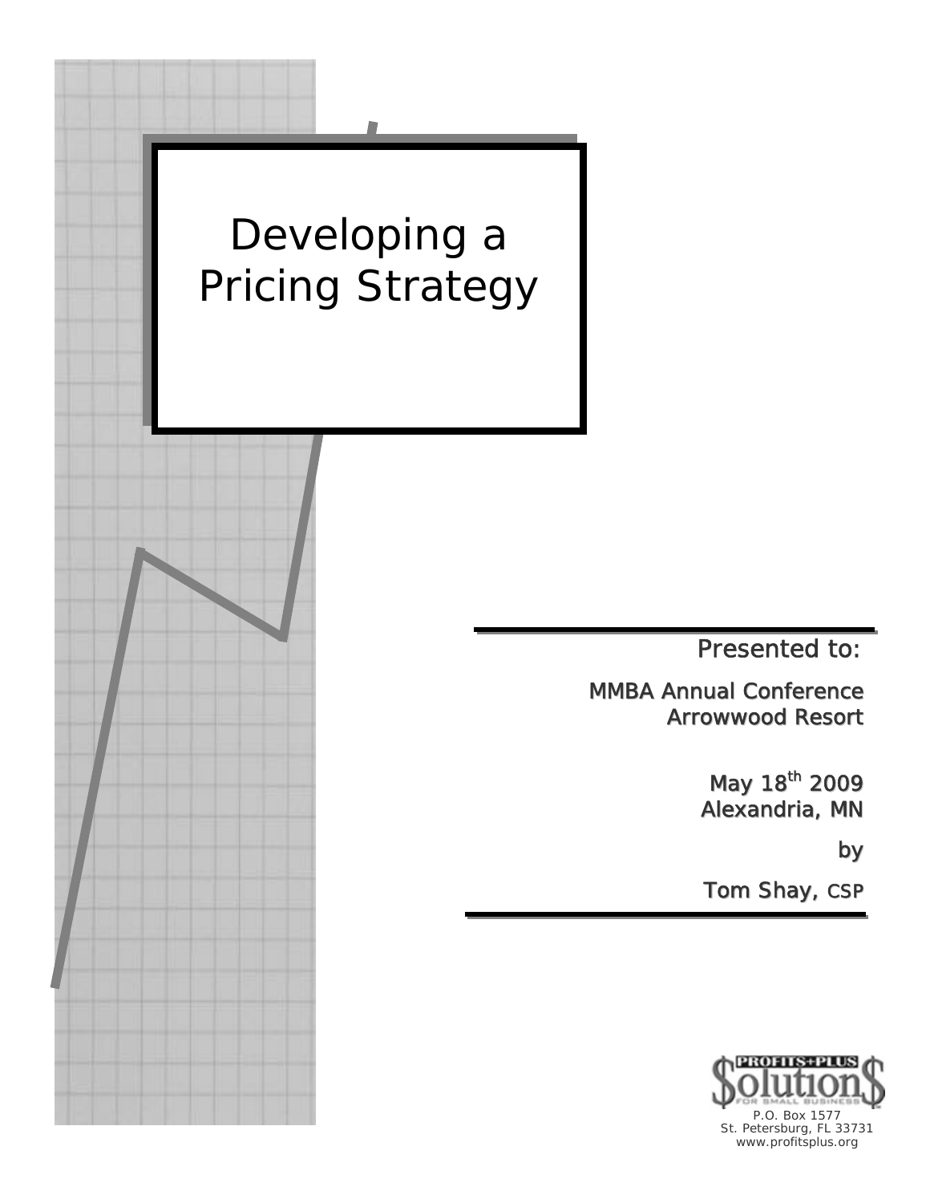# Developing a Pricing Strategy

Presented to:

MMBA Annual Conference
Arrowwood Resort

May 18th 2009
Alexandria, MN

by

Tom Shay, CSP

PROFITS+PLUS
Solutions
FOR SMALL BUSINESS

P.O. Box 1577
St. Petersburg, FL 33731
www.profitsplus.org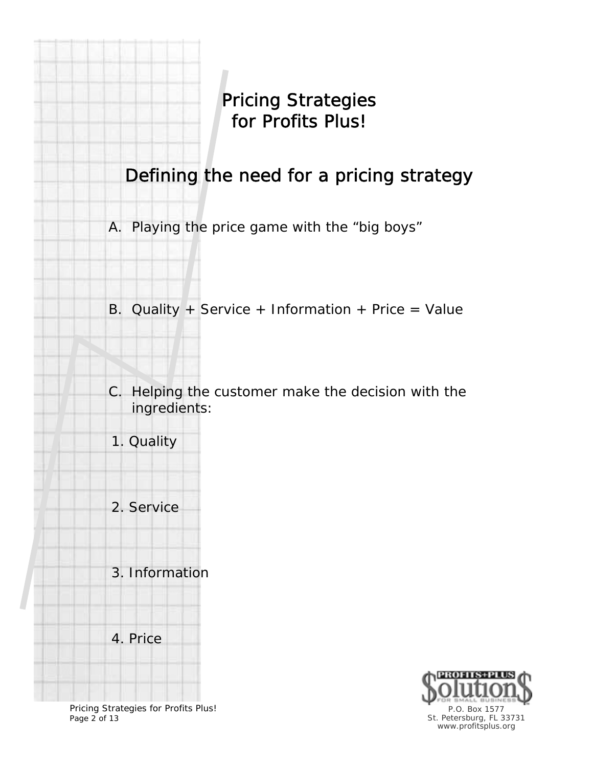# Pricing Strategies for Profits Plus!

## Defining the need for a pricing strategy

A. Playing the price game with the "big boys"

B. Quality + Service + Information + Price = Value

C. Helping the customer make the decision with the ingredients:

1. Quality

2. Service

3. Information

4. Price

P.O. Box 1577
St. Petersburg, FL 33731
www.profitsplus.org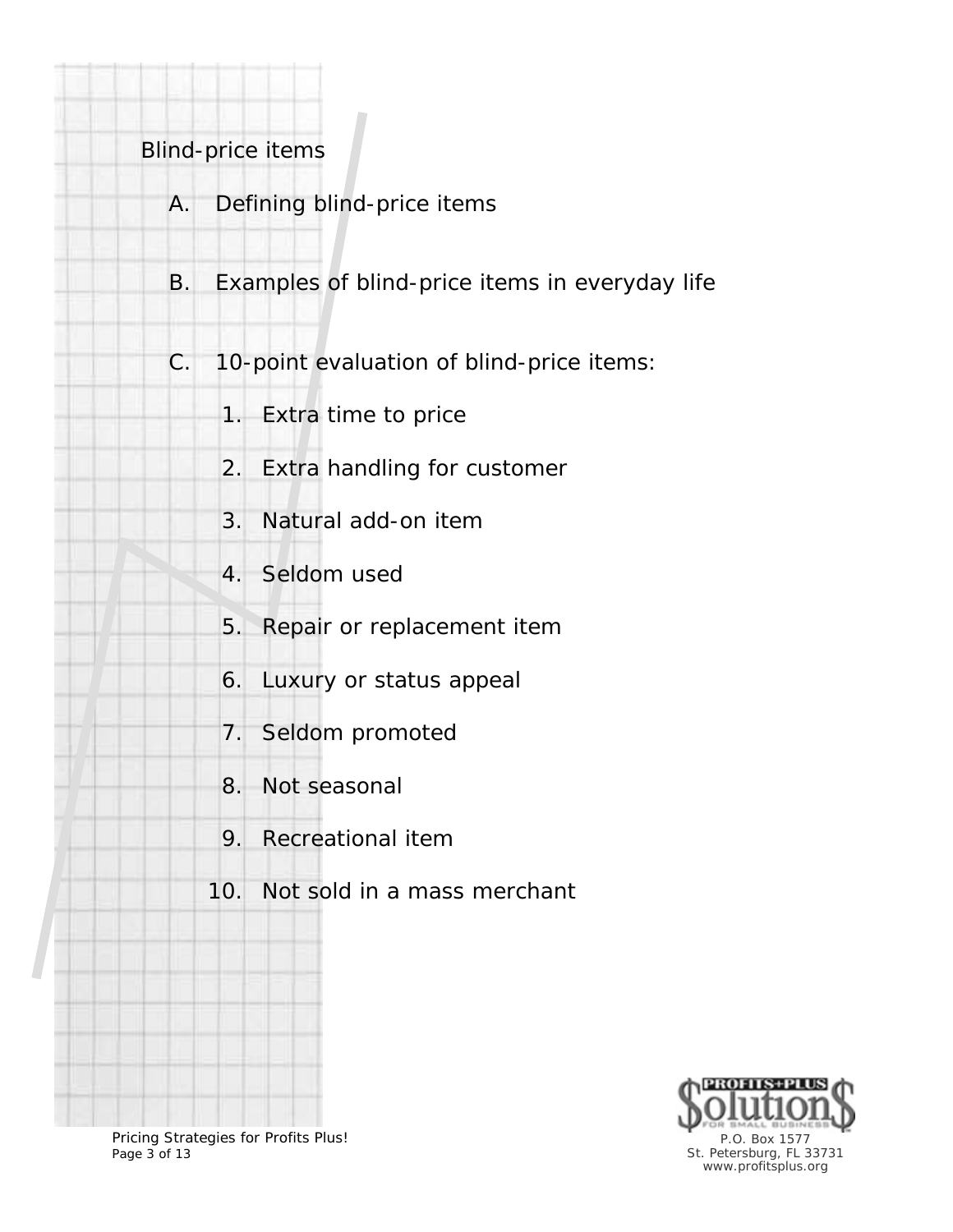## Blind-price items

A. Defining blind-price items

B. Examples of blind-price items in everyday life

C. 10-point evaluation of blind-price items:

1. Extra time to price
2. Extra handling for customer
3. Natural add-on item
4. Seldom used
5. Repair or replacement item
6. Luxury or status appeal
7. Seldom promoted
8. Not seasonal
9. Recreational item
10. Not sold in a mass merchant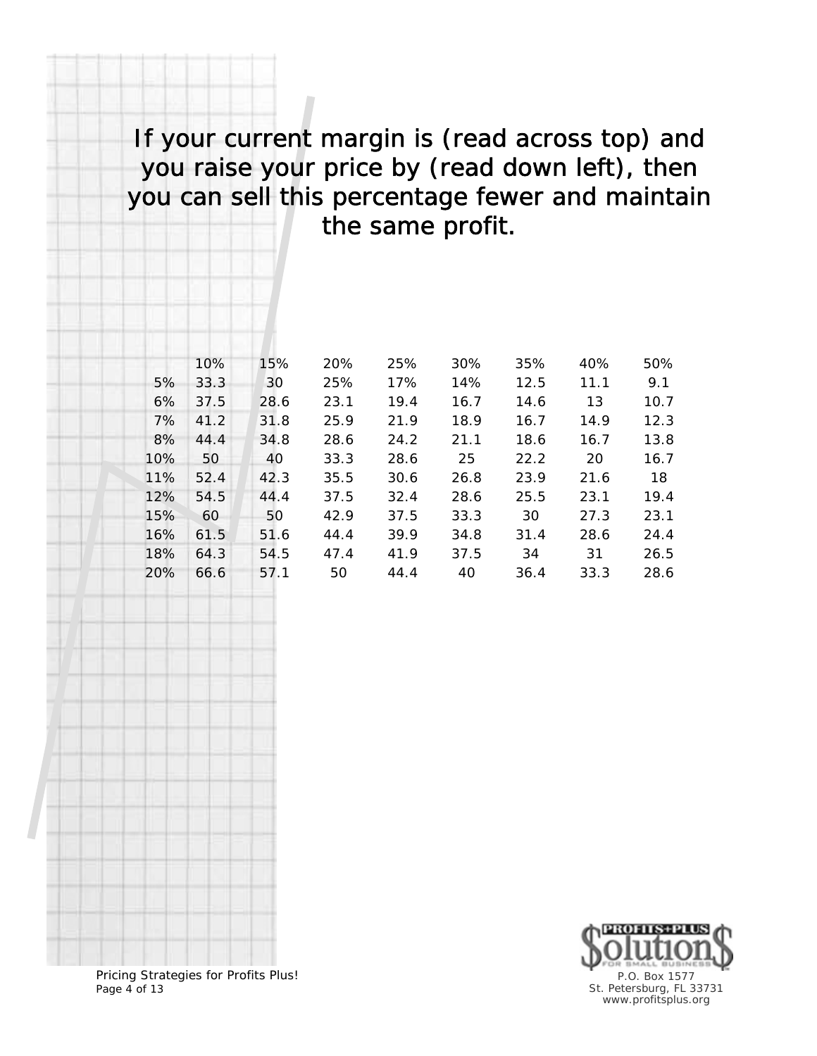If your current margin is (read across top) and you raise your price by (read down left), then you can sell this percentage fewer and maintain the same profit.

| | 10% | 15% | 20% | 25% | 30% | 35% | 40% | 50% |
|---|---|---|---|---|---|---|---|---|
| 5% | 33.3 | 30 | 25% | 17% | 14% | 12.5 | 11.1 | 9.1 |
| 6% | 37.5 | 28.6 | 23.1 | 19.4 | 16.7 | 14.6 | 13 | 10.7 |
| 7% | 41.2 | 31.8 | 25.9 | 21.9 | 18.9 | 16.7 | 14.9 | 12.3 |
| 8% | 44.4 | 34.8 | 28.6 | 24.2 | 21.1 | 18.6 | 16.7 | 13.8 |
| 10% | 50 | 40 | 33.3 | 28.6 | 25 | 22.2 | 20 | 16.7 |
| 11% | 52.4 | 42.3 | 35.5 | 30.6 | 26.8 | 23.9 | 21.6 | 18 |
| 12% | 54.5 | 44.4 | 37.5 | 32.4 | 28.6 | 25.5 | 23.1 | 19.4 |
| 15% | 60 | 50 | 42.9 | 37.5 | 33.3 | 30 | 27.3 | 23.1 |
| 16% | 61.5 | 51.6 | 44.4 | 39.9 | 34.8 | 31.4 | 28.6 | 24.4 |
| 18% | 64.3 | 54.5 | 47.4 | 41.9 | 37.5 | 34 | 31 | 26.5 |
| 20% | 66.6 | 57.1 | 50 | 44.4 | 40 | 36.4 | 33.3 | 28.6 |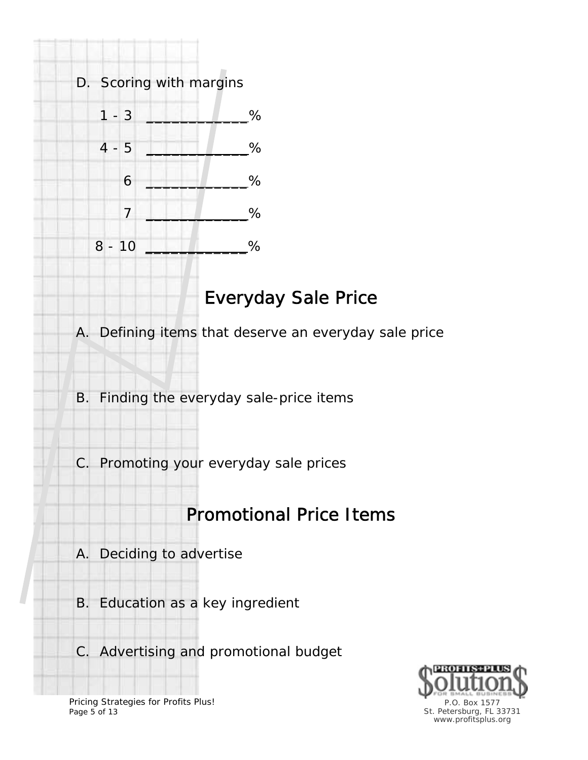D. Scoring with margins

1 - 3 ____________%

4 - 5 ____________%

6 ____________%

7 ____________%

8 - 10 ____________%

## Everyday Sale Price

A. Defining items that deserve an everyday sale price

B. Finding the everyday sale-price items

C. Promoting your everyday sale prices

## Promotional Price Items

A. Deciding to advertise

B. Education as a key ingredient

C. Advertising and promotional budget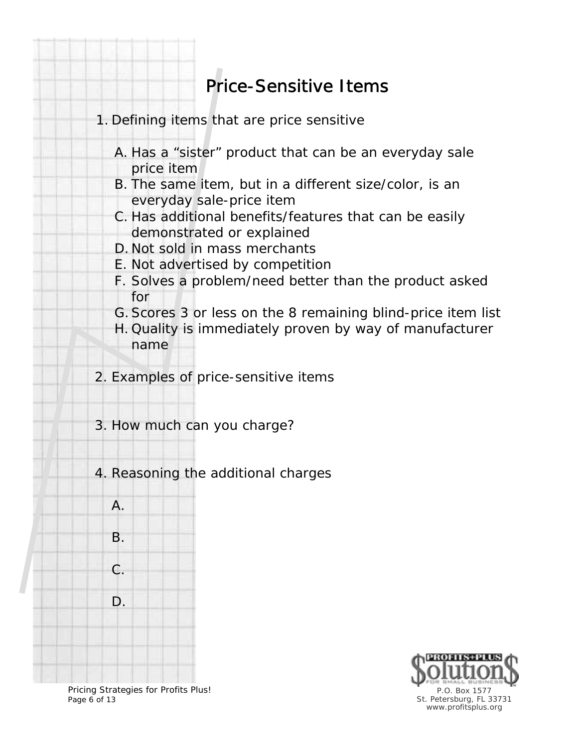# Price-Sensitive Items

1. Defining items that are price sensitive

   A. Has a "sister" product that can be an everyday sale price item
   B. The same item, but in a different size/color, is an everyday sale-price item
   C. Has additional benefits/features that can be easily demonstrated or explained
   D. Not sold in mass merchants
   E. Not advertised by competition
   F. Solves a problem/need better than the product asked for
   G. Scores 3 or less on the 8 remaining blind-price item list
   H. Quality is immediately proven by way of manufacturer name

2. Examples of price-sensitive items

3. How much can you charge?

4. Reasoning the additional charges

   A.

   B.

   C.

   D.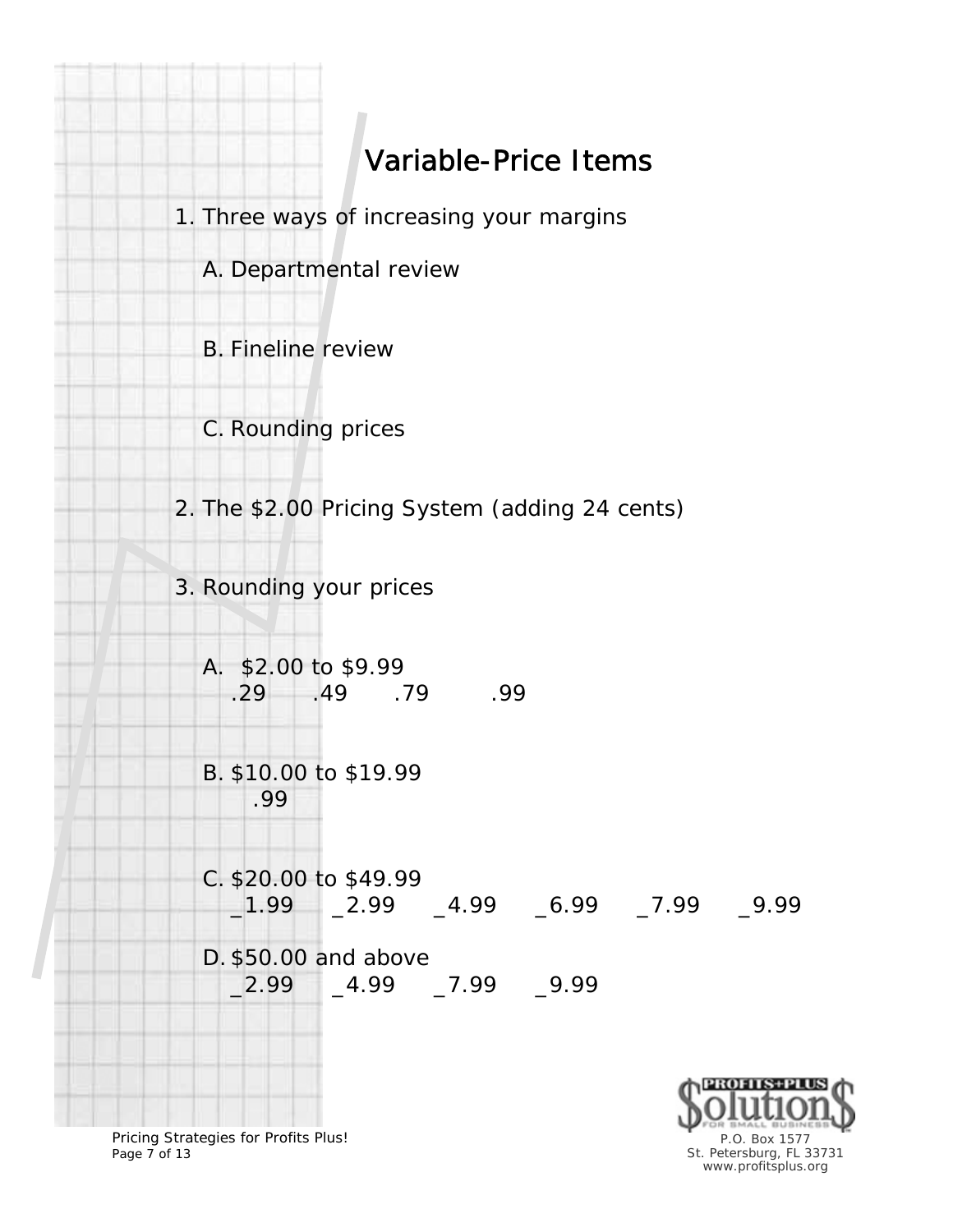# Variable-Price Items

1. Three ways of increasing your margins

   A. Departmental review

   B. Fineline review

   C. Rounding prices

2. The $2.00 Pricing System (adding 24 cents)

3. Rounding your prices

   A. $2.00 to $9.99
      .29 .49 .79 .99

   B. $10.00 to $19.99
      .99

   C. $20.00 to $49.99
      _1.99 _2.99 _4.99 _6.99 _7.99 _9.99

   D. $50.00 and above
      _2.99 _4.99 _7.99 _9.99

Pricing Strategies for Profits Plus!

P.O. Box 1577
St. Petersburg, FL 33731
www.profitsplus.org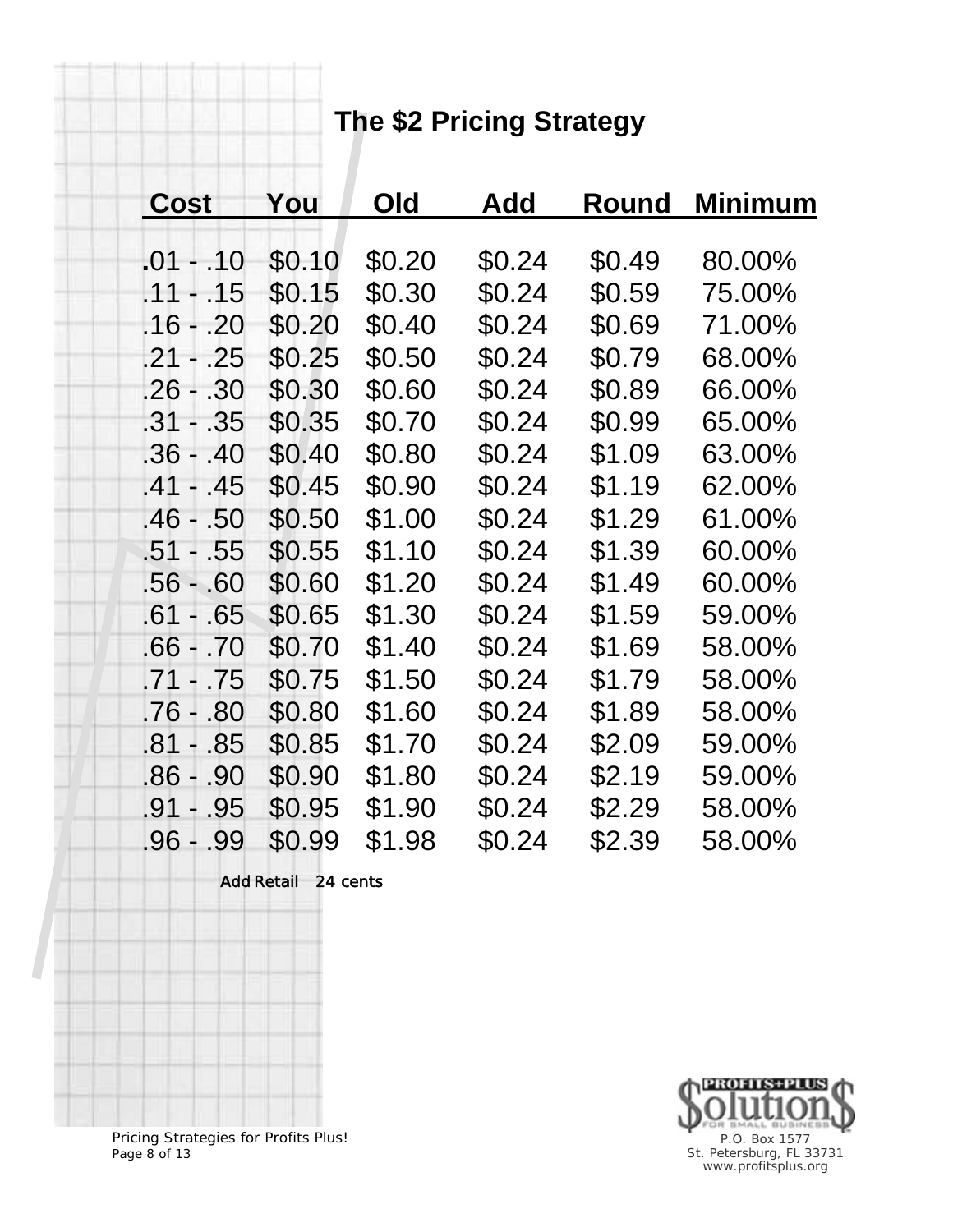# The $2 Pricing Strategy

| Cost | You | Old | Add | Round | Minimum |
|---|---|---|---|---|---|
| .01 - .10 | $0.10 | $0.20 | $0.24 | $0.49 | 80.00% |
| .11 - .15 | $0.15 | $0.30 | $0.24 | $0.59 | 75.00% |
| .16 - .20 | $0.20 | $0.40 | $0.24 | $0.69 | 71.00% |
| .21 - .25 | $0.25 | $0.50 | $0.24 | $0.79 | 68.00% |
| .26 - .30 | $0.30 | $0.60 | $0.24 | $0.89 | 66.00% |
| .31 - .35 | $0.35 | $0.70 | $0.24 | $0.99 | 65.00% |
| .36 - .40 | $0.40 | $0.80 | $0.24 | $1.09 | 63.00% |
| .41 - .45 | $0.45 | $0.90 | $0.24 | $1.19 | 62.00% |
| .46 - .50 | $0.50 | $1.00 | $0.24 | $1.29 | 61.00% |
| .51 - .55 | $0.55 | $1.10 | $0.24 | $1.39 | 60.00% |
| .56 - .60 | $0.60 | $1.20 | $0.24 | $1.49 | 60.00% |
| .61 - .65 | $0.65 | $1.30 | $0.24 | $1.59 | 59.00% |
| .66 - .70 | $0.70 | $1.40 | $0.24 | $1.69 | 58.00% |
| .71 - .75 | $0.75 | $1.50 | $0.24 | $1.79 | 58.00% |
| .76 - .80 | $0.80 | $1.60 | $0.24 | $1.89 | 58.00% |
| .81 - .85 | $0.85 | $1.70 | $0.24 | $2.09 | 59.00% |
| .86 - .90 | $0.90 | $1.80 | $0.24 | $2.19 | 59.00% |
| .91 - .95 | $0.95 | $1.90 | $0.24 | $2.29 | 58.00% |
| .96 - .99 | $0.99 | $1.98 | $0.24 | $2.39 | 58.00% |

Add Retail 24 cents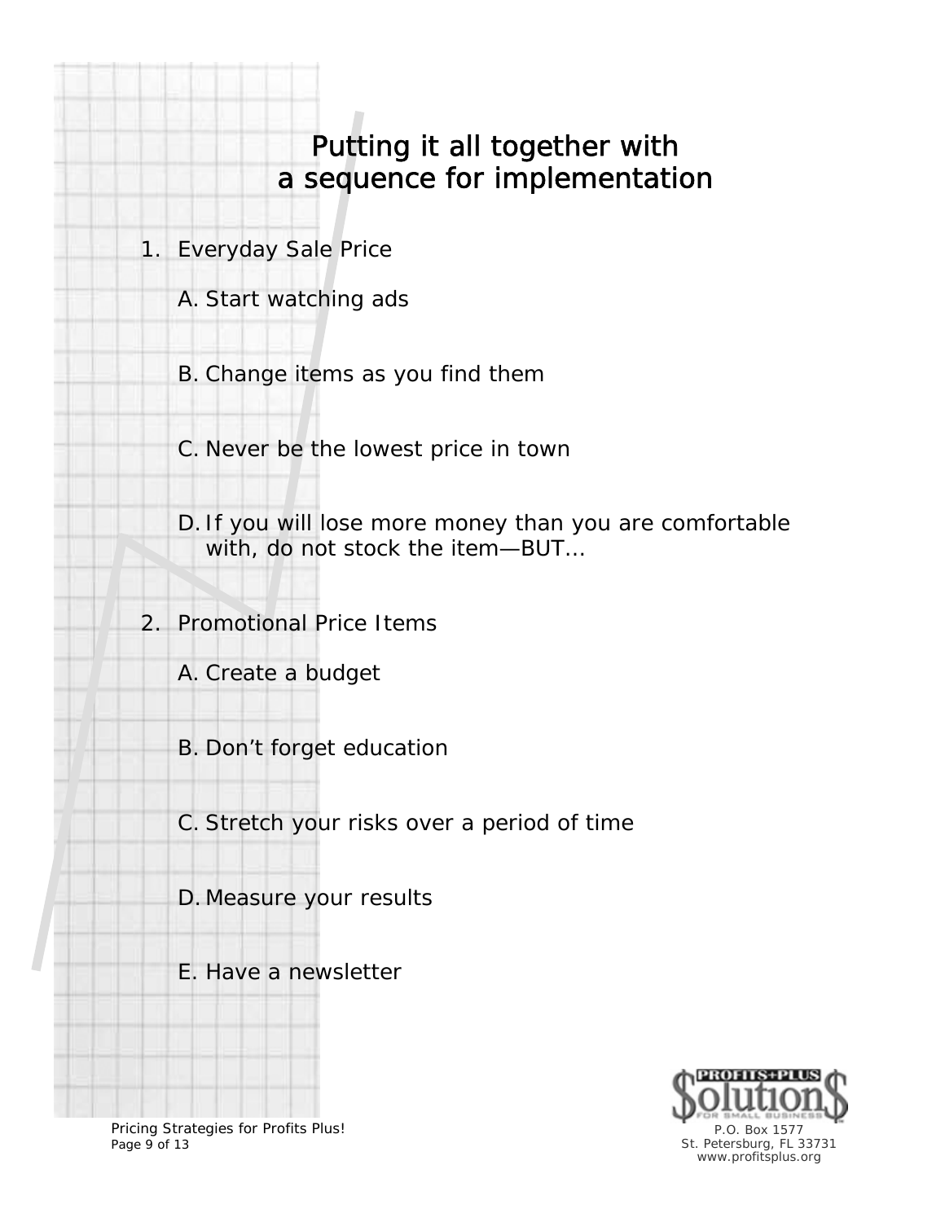# Putting it all together with a sequence for implementation

1. Everyday Sale Price

   A. Start watching ads

   B. Change items as you find them

   C. Never be the lowest price in town

   D. If you will lose more money than you are comfortable with, do not stock the item—BUT…

2. Promotional Price Items

   A. Create a budget

   B. Don't forget education

   C. Stretch your risks over a period of time

   D. Measure your results

   E. Have a newsletter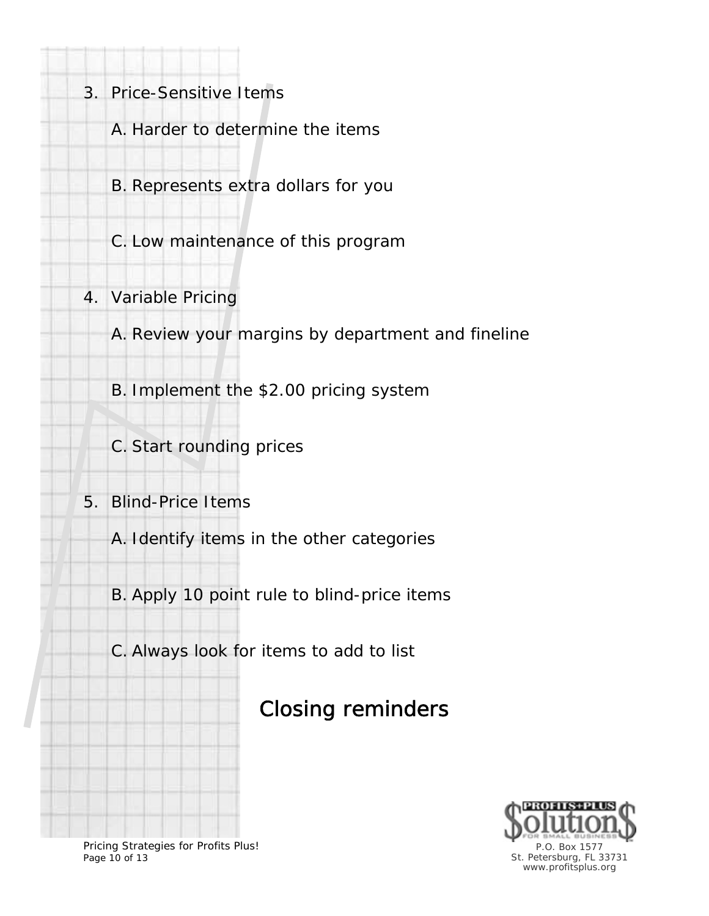3. Price-Sensitive Items

    A. Harder to determine the items

    B. Represents extra dollars for you

    C. Low maintenance of this program

4. Variable Pricing

    A. Review your margins by department and fineline

    B. Implement the $2.00 pricing system

    C. Start rounding prices

5. Blind-Price Items

    A. Identify items in the other categories

    B. Apply 10 point rule to blind-price items

    C. Always look for items to add to list

## Closing reminders

P.O. Box 1577
St. Petersburg, FL 33731
www.profitsplus.org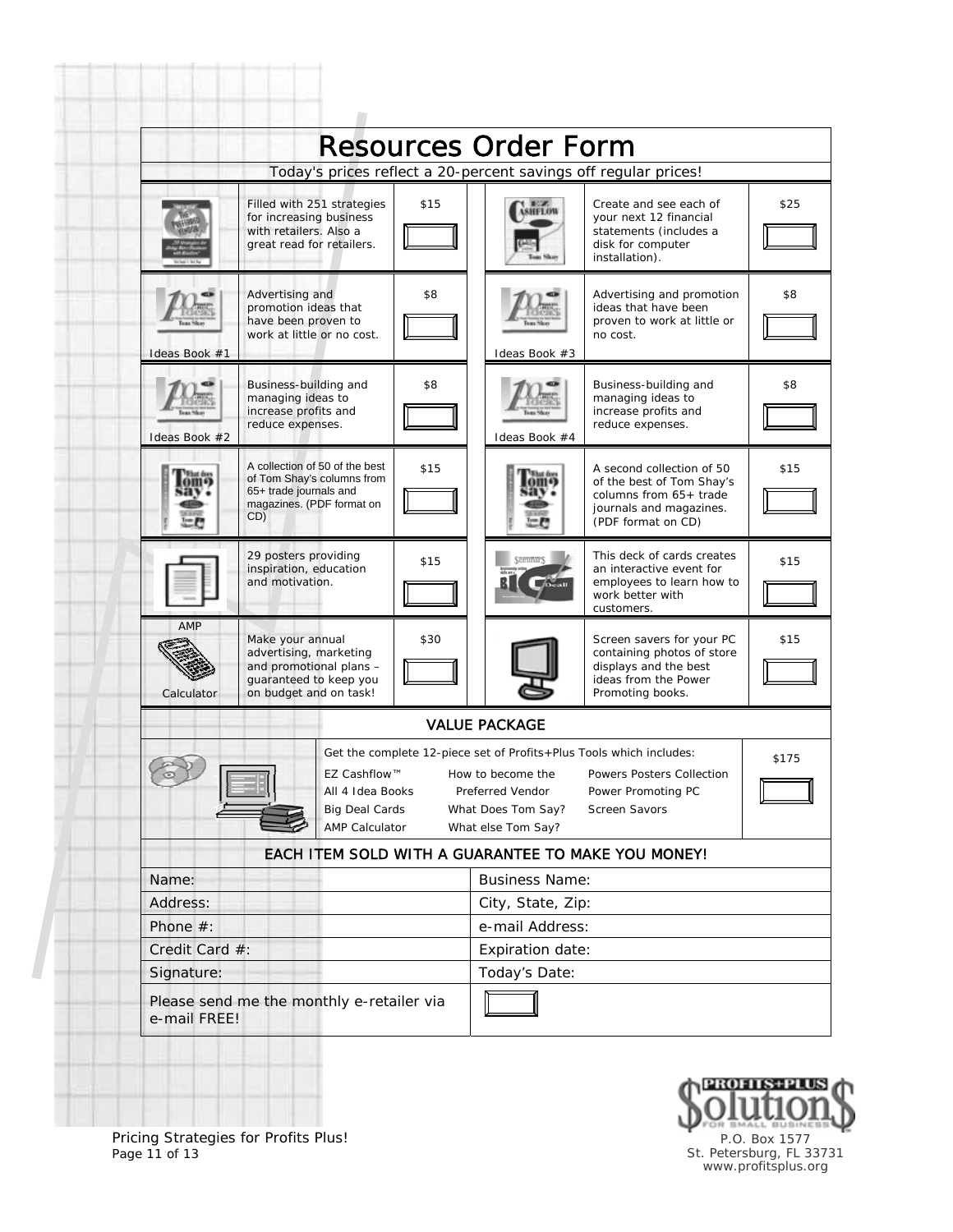# Resources Order Form

Today's prices reflect a 20-percent savings off regular prices!

| Item | Description | Price | Item | Description | Price |
|---|---|---|---|---|---|
| | Filled with 251 strategies for increasing business with retailers. Also a great read for retailers. | $15 | | Create and see each of your next 12 financial statements (includes a disk for computer installation). | $25 |
| Ideas Book #1 | Advertising and promotion ideas that have been proven to work at little or no cost. | $8 | Ideas Book #3 | Advertising and promotion ideas that have been proven to work at little or no cost. | $8 |
| Ideas Book #2 | Business-building and managing ideas to increase profits and reduce expenses. | $8 | Ideas Book #4 | Business-building and managing ideas to increase profits and reduce expenses. | $8 |
| | A collection of 50 of the best of Tom Shay's columns from 65+ trade journals and magazines. (PDF format on CD) | $15 | | A second collection of 50 of the best of Tom Shay's columns from 65+ trade journals and magazines. (PDF format on CD) | $15 |
| | 29 posters providing inspiration, education and motivation. | $15 | | This deck of cards creates an interactive event for employees to learn how to work better with customers. | $15 |
| AMP Calculator | Make your annual advertising, marketing and promotional plans – guaranteed to keep you on budget and on task! | $30 | | Screen savers for your PC containing photos of store displays and the best ideas from the Power Promoting books. | $15 |

## VALUE PACKAGE

Get the complete 12-piece set of Profits+Plus Tools which includes: — $175

| | | |
|---|---|---|
| EZ Cashflow™ | How to become the Preferred Vendor | Powers Posters Collection |
| All 4 Idea Books | What Does Tom Say? | Power Promoting PC Screen Savors |
| Big Deal Cards | What else Tom Say? | |
| AMP Calculator | | |

## EACH ITEM SOLD WITH A GUARANTEE TO MAKE YOU MONEY!

| | |
|---|---|
| Name: | Business Name: |
| Address: | City, State, Zip: |
| Phone #: | e-mail Address: |
| Credit Card #: | Expiration date: |
| Signature: | Today's Date: |
| Please send me the monthly e-retailer via e-mail FREE! | |

Pricing Strategies for Profits Plus!

PROFITS+PLUS Solution$ FOR SMALL BUSINESS
P.O. Box 1577
St. Petersburg, FL 33731
www.profitsplus.org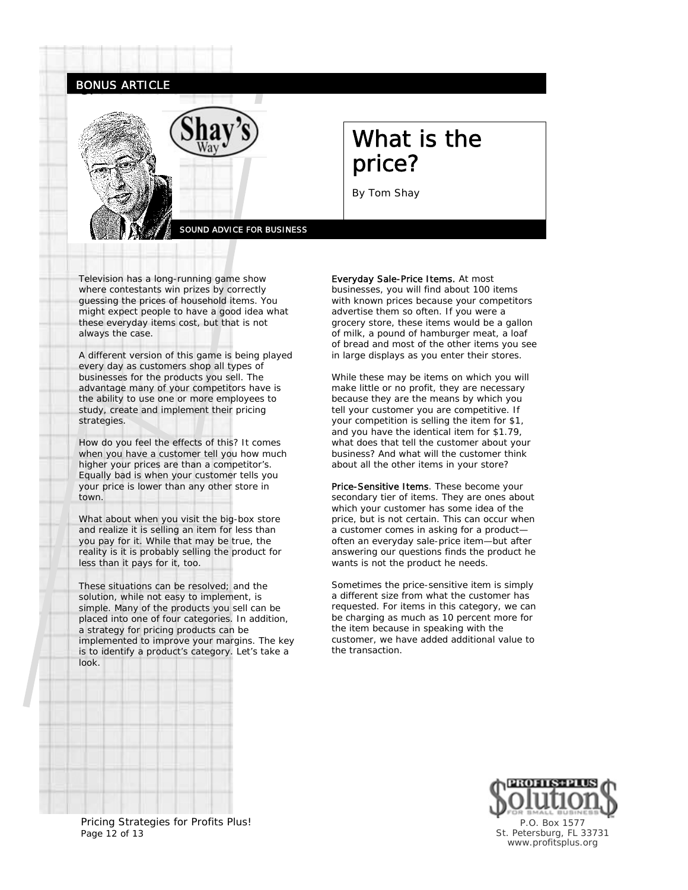BONUS ARTICLE

SOUND ADVICE FOR BUSINESS

# What is the price?

By Tom Shay

Television has a long-running game show where contestants win prizes by correctly guessing the prices of household items. You might expect people to have a good idea what these everyday items cost, but that is not always the case.

A different version of this game is being played every day as customers shop all types of businesses for the products you sell. The advantage many of your competitors have is the ability to use one or more employees to study, create and implement their pricing strategies.

How do you feel the effects of this? It comes when you have a customer tell you how much higher your prices are than a competitor's. Equally bad is when your customer tells you your price is lower than any other store in town.

What about when you visit the big-box store and realize it is selling an item for less than you pay for it. While that may be true, the reality is it is probably selling the product for less than it pays for it, too.

These situations can be resolved; and the solution, while not easy to implement, is simple. Many of the products you sell can be placed into one of four categories. In addition, a strategy for pricing products can be implemented to improve your margins. The key is to identify a product's category. Let's take a look.

**Everyday Sale-Price Items.** At most businesses, you will find about 100 items with known prices because your competitors advertise them so often. If you were a grocery store, these items would be a gallon of milk, a pound of hamburger meat, a loaf of bread and most of the other items you see in large displays as you enter their stores.

While these may be items on which you will make little or no profit, they are necessary because they are the means by which you tell your customer you are competitive. If your competition is selling the item for $1, and you have the identical item for $1.79, what does that tell the customer about your business? And what will the customer think about all the other items in your store?

**Price-Sensitive Items**. These become your secondary tier of items. They are ones about which your customer has some idea of the price, but is not certain. This can occur when a customer comes in asking for a product—often an everyday sale-price item—but after answering our questions finds the product he wants is not the product he needs.

Sometimes the price-sensitive item is simply a different size from what the customer has requested. For items in this category, we can be charging as much as 10 percent more for the item because in speaking with the customer, we have added additional value to the transaction.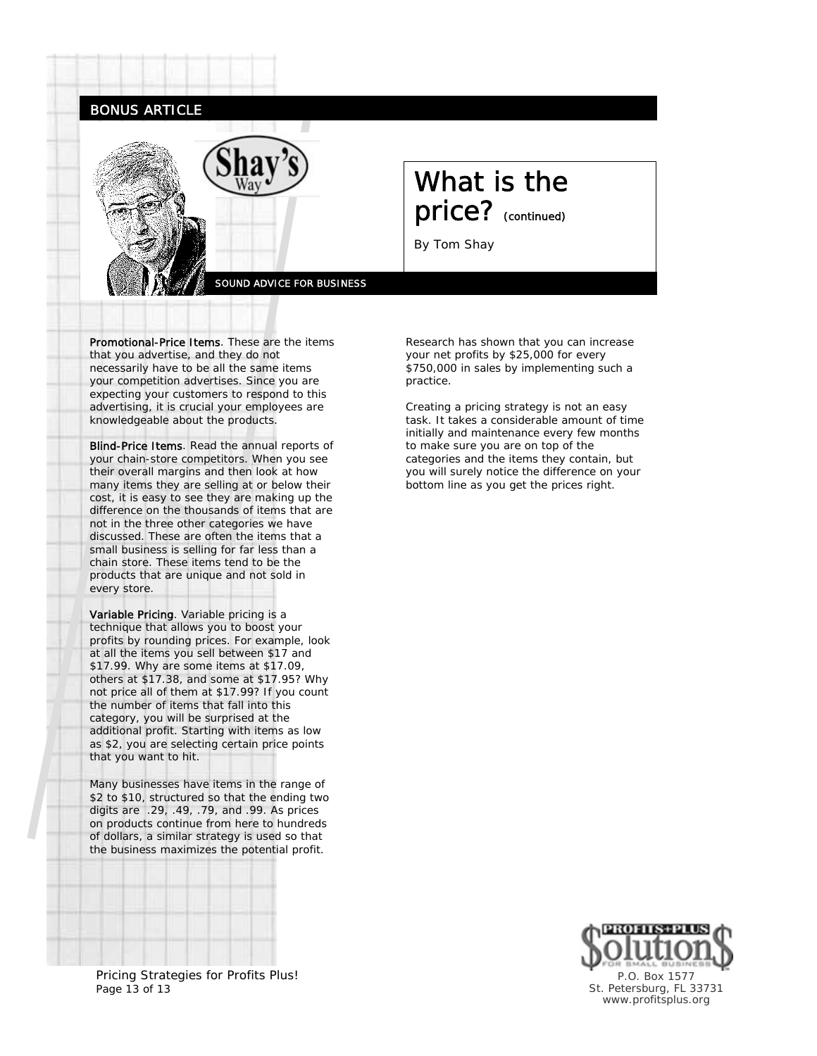BONUS ARTICLE

SOUND ADVICE FOR BUSINESS

# What is the price? (continued)

By Tom Shay

**Promotional-Price Items**. These are the items that you advertise, and they do not necessarily have to be all the same items your competition advertises. Since you are expecting your customers to respond to this advertising, it is crucial your employees are knowledgeable about the products.

**Blind-Price Items**. Read the annual reports of your chain-store competitors. When you see their overall margins and then look at how many items they are selling at or below their cost, it is easy to see they are making up the difference on the thousands of items that are not in the three other categories we have discussed. These are often the items that a small business is selling for far less than a chain store. These items tend to be the products that are unique and not sold in every store.

**Variable Pricing**. Variable pricing is a technique that allows you to boost your profits by rounding prices. For example, look at all the items you sell between $17 and $17.99. Why are some items at $17.09, others at $17.38, and some at $17.95? Why not price all of them at $17.99? If you count the number of items that fall into this category, you will be surprised at the additional profit. Starting with items as low as $2, you are selecting certain price points that you want to hit.

Many businesses have items in the range of $2 to $10, structured so that the ending two digits are .29, .49, .79, and .99. As prices on products continue from here to hundreds of dollars, a similar strategy is used so that the business maximizes the potential profit.

Research has shown that you can increase your net profits by $25,000 for every $750,000 in sales by implementing such a practice.

Creating a pricing strategy is not an easy task. It takes a considerable amount of time initially and maintenance every few months to make sure you are on top of the categories and the items they contain, but you will surely notice the difference on your bottom line as you get the prices right.

P.O. Box 1577
St. Petersburg, FL 33731
www.profitsplus.org